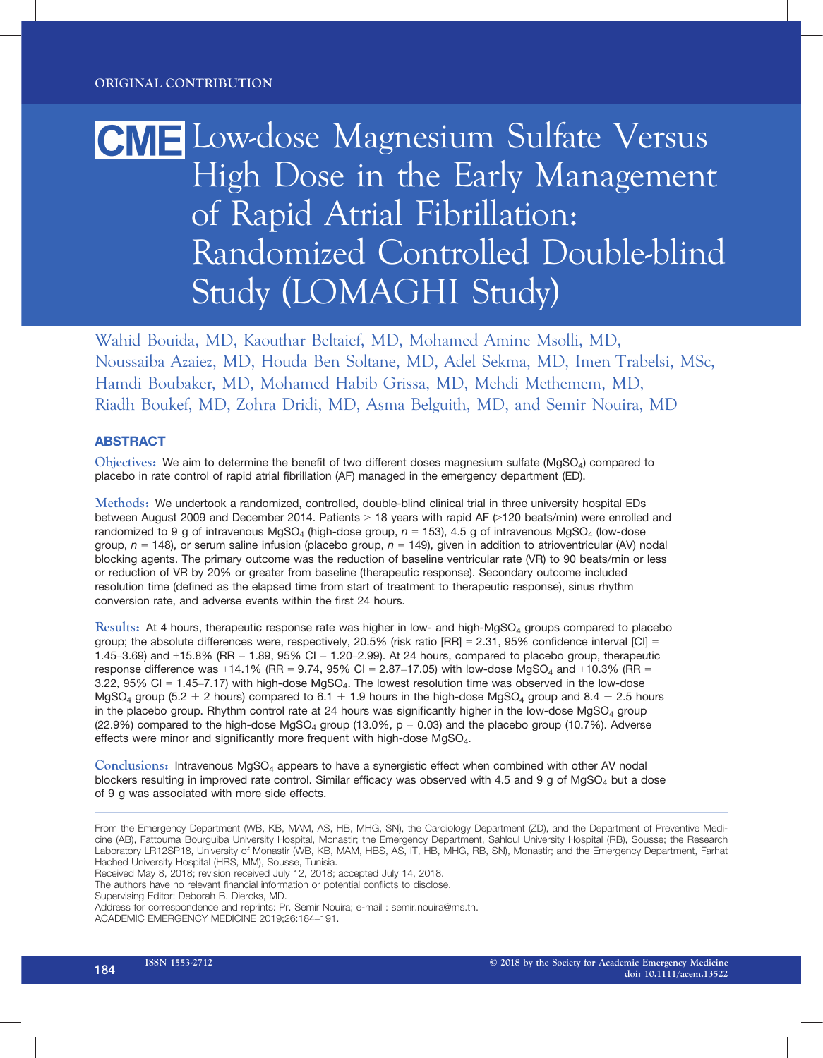ORIGINAL CONTRIBUTION

# CME Low-dose Magnesium Sulfate Versus High Dose in the Early Management of Rapid Atrial Fibrillation: Randomized Controlled Double-blind Study (LOMAGHI Study)

Wahid Bouida, MD, Kaouthar Beltaief, MD, Mohamed Amine Msolli, MD, Noussaiba Azaiez, MD, Houda Ben Soltane, MD, Adel Sekma, MD, Imen Trabelsi, MSc, Hamdi Boubaker, MD, Mohamed Habib Grissa, MD, Mehdi Methemem, MD, Riadh Boukef, MD, Zohra Dridi, MD, Asma Belguith, MD, and Semir Nouira, MD

## ABSTRACT

**Objectives:** We aim to determine the benefit of two different doses magnesium sulfate ($MgSO_4$) compared to placebo in rate control of rapid atrial fibrillation (AF) managed in the emergency department (ED).

**Methods:** We undertook a randomized, controlled, double-blind clinical trial in three university hospital EDs between August 2009 and December 2014. Patients > 18 years with rapid AF (>120 beats/min) were enrolled and randomized to 9 g of intravenous $MgSO_4$ (high-dose group, $n$ = 153), 4.5 g of intravenous $MgSO_4$ (low-dose group, $n$ = 148), or serum saline infusion (placebo group, $n$ = 149), given in addition to atrioventricular (AV) nodal blocking agents. The primary outcome was the reduction of baseline ventricular rate (VR) to 90 beats/min or less or reduction of VR by 20% or greater from baseline (therapeutic response). Secondary outcome included resolution time (defined as the elapsed time from start of treatment to therapeutic response), sinus rhythm conversion rate, and adverse events within the first 24 hours.

**Results:** At 4 hours, therapeutic response rate was higher in low- and high-$MgSO_4$ groups compared to placebo group; the absolute differences were, respectively, 20.5% (risk ratio [RR] = 2.31, 95% confidence interval [CI] = 1.45–3.69) and +15.8% (RR = 1.89, 95% CI = 1.20–2.99). At 24 hours, compared to placebo group, therapeutic response difference was +14.1% (RR = 9.74, 95% CI = 2.87–17.05) with low-dose $MgSO_4$ and +10.3% (RR = 3.22, 95% CI = 1.45–7.17) with high-dose $MgSO_4$. The lowest resolution time was observed in the low-dose $MgSO_4$ group (5.2 $\pm$ 2 hours) compared to 6.1 $\pm$ 1.9 hours in the high-dose $MgSO_4$ group and 8.4 $\pm$ 2.5 hours in the placebo group. Rhythm control rate at 24 hours was significantly higher in the low-dose $MgSO_4$ group (22.9%) compared to the high-dose $MgSO_4$ group (13.0%, p = 0.03) and the placebo group (10.7%). Adverse effects were minor and significantly more frequent with high-dose $MgSO_4$.

**Conclusions:** Intravenous $MgSO_4$ appears to have a synergistic effect when combined with other AV nodal blockers resulting in improved rate control. Similar efficacy was observed with 4.5 and 9 g of $MgSO_4$ but a dose of 9 g was associated with more side effects.

From the Emergency Department (WB, KB, MAM, AS, HB, MHG, SN), the Cardiology Department (ZD), and the Department of Preventive Medicine (AB), Fattouma Bourguiba University Hospital, Monastir; the Emergency Department, Sahloul University Hospital (RB), Sousse; the Research Laboratory LR12SP18, University of Monastir (WB, KB, MAM, HBS, AS, IT, HB, MHG, RB, SN), Monastir; and the Emergency Department, Farhat Hached University Hospital (HBS, MM), Sousse, Tunisia.

Received May 8, 2018; revision received July 12, 2018; accepted July 14, 2018.

The authors have no relevant financial information or potential conflicts to disclose.

Supervising Editor: Deborah B. Diercks, MD.

Address for correspondence and reprints: Pr. Semir Nouira; e-mail : semir.nouira@rns.tn.

ISSN 1553-2712

© 2018 by the Society for Academic Emergency Medicine

doi: 10.1111/acem.13522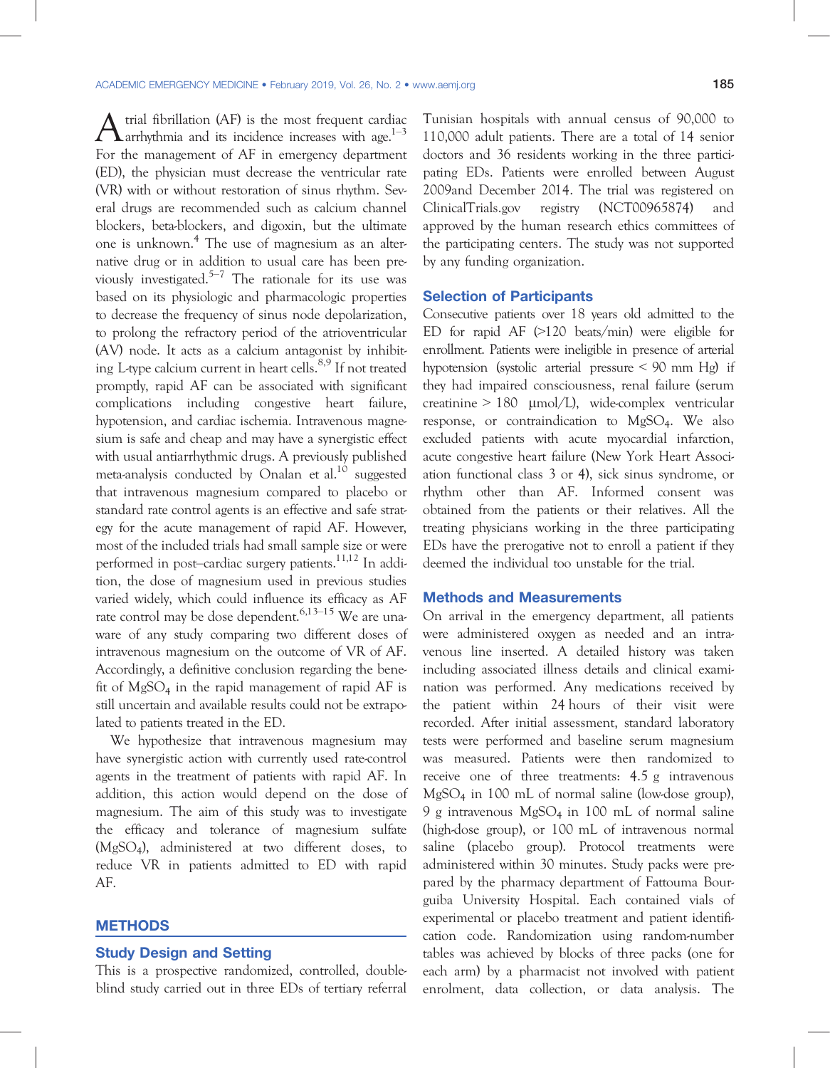Atrial fibrillation (AF) is the most frequent cardiac arrhythmia and its incidence increases with age.[1–3] For the management of AF in emergency department (ED), the physician must decrease the ventricular rate (VR) with or without restoration of sinus rhythm. Several drugs are recommended such as calcium channel blockers, beta-blockers, and digoxin, but the ultimate one is unknown.[4] The use of magnesium as an alternative drug or in addition to usual care has been previously investigated.[5–7] The rationale for its use was based on its physiologic and pharmacologic properties to decrease the frequency of sinus node depolarization, to prolong the refractory period of the atrioventricular (AV) node. It acts as a calcium antagonist by inhibiting L-type calcium current in heart cells.[8,9] If not treated promptly, rapid AF can be associated with significant complications including congestive heart failure, hypotension, and cardiac ischemia. Intravenous magnesium is safe and cheap and may have a synergistic effect with usual antiarrhythmic drugs. A previously published meta-analysis conducted by Onalan et al.[10] suggested that intravenous magnesium compared to placebo or standard rate control agents is an effective and safe strategy for the acute management of rapid AF. However, most of the included trials had small sample size or were performed in post–cardiac surgery patients.[11,12] In addition, the dose of magnesium used in previous studies varied widely, which could influence its efficacy as AF rate control may be dose dependent.[6,13–15] We are unaware of any study comparing two different doses of intravenous magnesium on the outcome of VR of AF. Accordingly, a definitive conclusion regarding the benefit of $MgSO_4$ in the rapid management of rapid AF is still uncertain and available results could not be extrapolated to patients treated in the ED.

We hypothesize that intravenous magnesium may have synergistic action with currently used rate-control agents in the treatment of patients with rapid AF. In addition, this action would depend on the dose of magnesium. The aim of this study was to investigate the efficacy and tolerance of magnesium sulfate ($MgSO_4$), administered at two different doses, to reduce VR in patients admitted to ED with rapid AF.

## METHODS

### Study Design and Setting

This is a prospective randomized, controlled, double-blind study carried out in three EDs of tertiary referral Tunisian hospitals with annual census of 90,000 to 110,000 adult patients. There are a total of 14 senior doctors and 36 residents working in the three participating EDs. Patients were enrolled between August 2009and December 2014. The trial was registered on ClinicalTrials.gov registry (NCT00965874) and approved by the human research ethics committees of the participating centers. The study was not supported by any funding organization.

### Selection of Participants

Consecutive patients over 18 years old admitted to the ED for rapid AF (>120 beats/min) were eligible for enrollment. Patients were ineligible in presence of arterial hypotension (systolic arterial pressure < 90 mm Hg) if they had impaired consciousness, renal failure (serum creatinine > 180 μmol/L), wide-complex ventricular response, or contraindication to $MgSO_4$. We also excluded patients with acute myocardial infarction, acute congestive heart failure (New York Heart Association functional class 3 or 4), sick sinus syndrome, or rhythm other than AF. Informed consent was obtained from the patients or their relatives. All the treating physicians working in the three participating EDs have the prerogative not to enroll a patient if they deemed the individual too unstable for the trial.

### Methods and Measurements

On arrival in the emergency department, all patients were administered oxygen as needed and an intravenous line inserted. A detailed history was taken including associated illness details and clinical examination was performed. Any medications received by the patient within 24 hours of their visit were recorded. After initial assessment, standard laboratory tests were performed and baseline serum magnesium was measured. Patients were then randomized to receive one of three treatments: 4.5 g intravenous $MgSO_4$ in 100 mL of normal saline (low-dose group), 9 g intravenous $MgSO_4$ in 100 mL of normal saline (high-dose group), or 100 mL of intravenous normal saline (placebo group). Protocol treatments were administered within 30 minutes. Study packs were prepared by the pharmacy department of Fattouma Bourguiba University Hospital. Each contained vials of experimental or placebo treatment and patient identification code. Randomization using random-number tables was achieved by blocks of three packs (one for each arm) by a pharmacist not involved with patient enrolment, data collection, or data analysis. The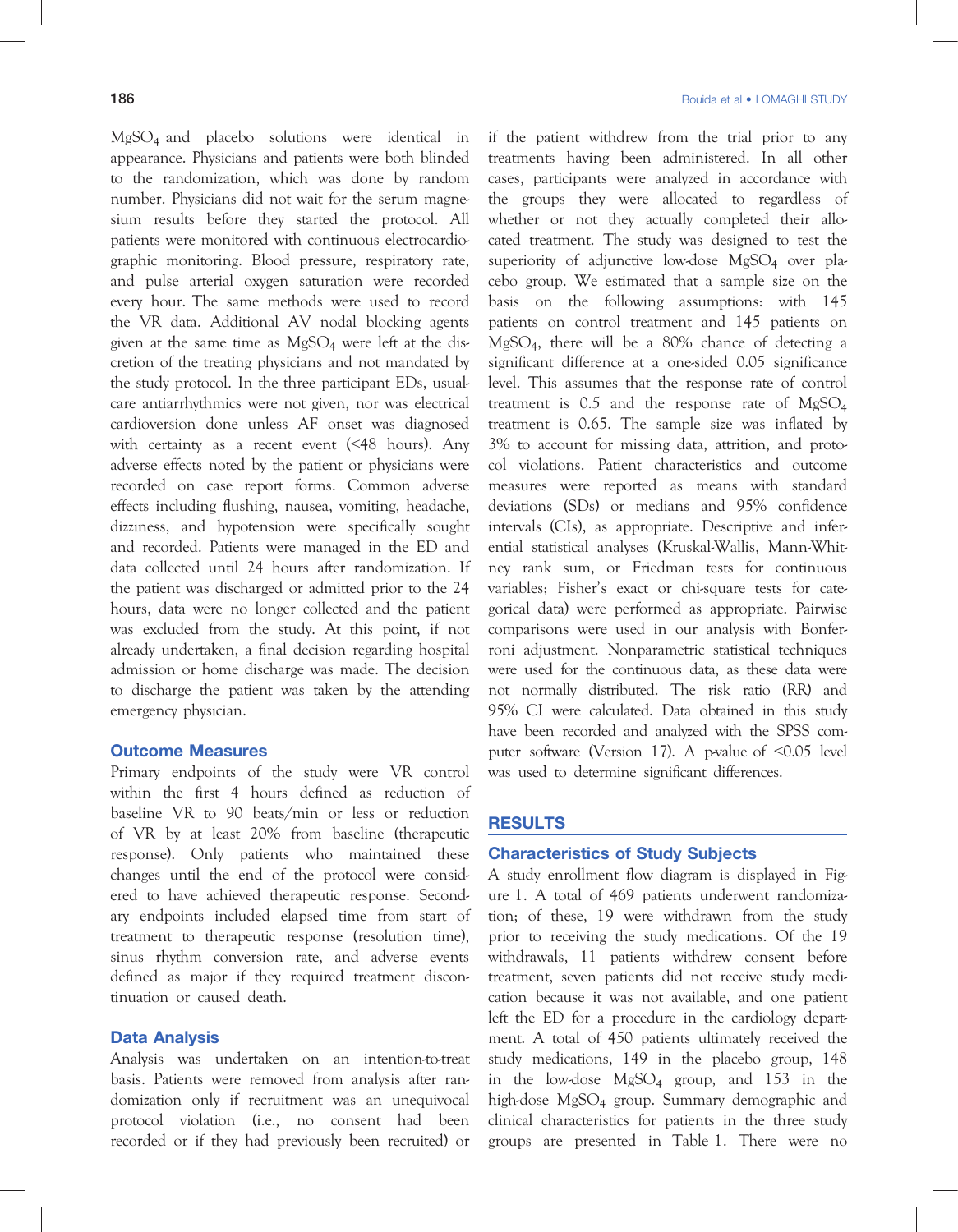$MgSO_4$ and placebo solutions were identical in appearance. Physicians and patients were both blinded to the randomization, which was done by random number. Physicians did not wait for the serum magnesium results before they started the protocol. All patients were monitored with continuous electrocardiographic monitoring. Blood pressure, respiratory rate, and pulse arterial oxygen saturation were recorded every hour. The same methods were used to record the VR data. Additional AV nodal blocking agents given at the same time as $MgSO_4$ were left at the discretion of the treating physicians and not mandated by the study protocol. In the three participant EDs, usual-care antiarrhythmics were not given, nor was electrical cardioversion done unless AF onset was diagnosed with certainty as a recent event (<48 hours). Any adverse effects noted by the patient or physicians were recorded on case report forms. Common adverse effects including flushing, nausea, vomiting, headache, dizziness, and hypotension were specifically sought and recorded. Patients were managed in the ED and data collected until 24 hours after randomization. If the patient was discharged or admitted prior to the 24 hours, data were no longer collected and the patient was excluded from the study. At this point, if not already undertaken, a final decision regarding hospital admission or home discharge was made. The decision to discharge the patient was taken by the attending emergency physician.

### Outcome Measures

Primary endpoints of the study were VR control within the first 4 hours defined as reduction of baseline VR to 90 beats/min or less or reduction of VR by at least 20% from baseline (therapeutic response). Only patients who maintained these changes until the end of the protocol were considered to have achieved therapeutic response. Secondary endpoints included elapsed time from start of treatment to therapeutic response (resolution time), sinus rhythm conversion rate, and adverse events defined as major if they required treatment discontinuation or caused death.

### Data Analysis

Analysis was undertaken on an intention-to-treat basis. Patients were removed from analysis after randomization only if recruitment was an unequivocal protocol violation (i.e., no consent had been recorded or if they had previously been recruited) or if the patient withdrew from the trial prior to any treatments having been administered. In all other cases, participants were analyzed in accordance with the groups they were allocated to regardless of whether or not they actually completed their allocated treatment. The study was designed to test the superiority of adjunctive low-dose $MgSO_4$ over placebo group. We estimated that a sample size on the basis on the following assumptions: with 145 patients on control treatment and 145 patients on $MgSO_4$, there will be a 80% chance of detecting a significant difference at a one-sided 0.05 significance level. This assumes that the response rate of control treatment is 0.5 and the response rate of $MgSO_4$ treatment is 0.65. The sample size was inflated by 3% to account for missing data, attrition, and protocol violations. Patient characteristics and outcome measures were reported as means with standard deviations (SDs) or medians and 95% confidence intervals (CIs), as appropriate. Descriptive and inferential statistical analyses (Kruskal-Wallis, Mann-Whitney rank sum, or Friedman tests for continuous variables; Fisher's exact or chi-square tests for categorical data) were performed as appropriate. Pairwise comparisons were used in our analysis with Bonferroni adjustment. Nonparametric statistical techniques were used for the continuous data, as these data were not normally distributed. The risk ratio (RR) and 95% CI were calculated. Data obtained in this study have been recorded and analyzed with the SPSS computer software (Version 17). A p-value of <0.05 level was used to determine significant differences.

## RESULTS

### Characteristics of Study Subjects

A study enrollment flow diagram is displayed in Figure 1. A total of 469 patients underwent randomization; of these, 19 were withdrawn from the study prior to receiving the study medications. Of the 19 withdrawals, 11 patients withdrew consent before treatment, seven patients did not receive study medication because it was not available, and one patient left the ED for a procedure in the cardiology department. A total of 450 patients ultimately received the study medications, 149 in the placebo group, 148 in the low-dose $MgSO_4$ group, and 153 in the high-dose $MgSO_4$ group. Summary demographic and clinical characteristics for patients in the three study groups are presented in Table 1. There were no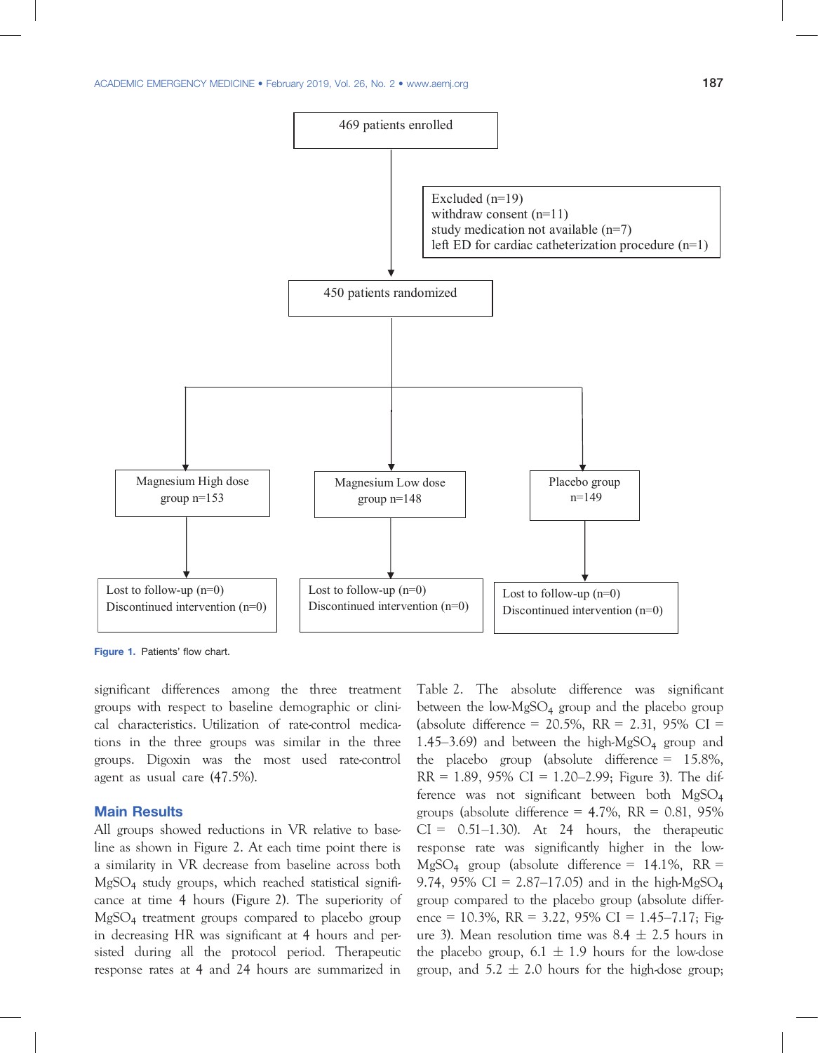469 patients enrolled

Excluded (n=19)
withdraw consent (n=11)
study medication not available (n=7)
left ED for cardiac catheterization procedure (n=1)

450 patients randomized

Magnesium High dose group n=153

Magnesium Low dose group n=148

Placebo group n=149

Lost to follow-up (n=0)
Discontinued intervention (n=0)

Lost to follow-up (n=0)
Discontinued intervention (n=0)

Lost to follow-up (n=0)
Discontinued intervention (n=0)

**Figure 1.** Patients' flow chart.

significant differences among the three treatment groups with respect to baseline demographic or clinical characteristics. Utilization of rate-control medications in the three groups was similar in the three groups. Digoxin was the most used rate-control agent as usual care (47.5%).

## Main Results

All groups showed reductions in VR relative to baseline as shown in Figure 2. At each time point there is a similarity in VR decrease from baseline across both $MgSO_4$ study groups, which reached statistical significance at time 4 hours (Figure 2). The superiority of $MgSO_4$ treatment groups compared to placebo group in decreasing HR was significant at 4 hours and persisted during all the protocol period. Therapeutic response rates at 4 and 24 hours are summarized in Table 2. The absolute difference was significant between the low-$MgSO_4$ group and the placebo group (absolute difference = 20.5%, RR = 2.31, 95% CI = 1.45–3.69) and between the high-$MgSO_4$ group and the placebo group (absolute difference = 15.8%, RR = 1.89, 95% CI = 1.20–2.99; Figure 3). The difference was not significant between both $MgSO_4$ groups (absolute difference = 4.7%, RR = 0.81, 95% CI = 0.51–1.30). At 24 hours, the therapeutic response rate was significantly higher in the low-$MgSO_4$ group (absolute difference = 14.1%, RR = 9.74, 95% CI = 2.87–17.05) and in the high-$MgSO_4$ group compared to the placebo group (absolute difference = 10.3%, RR = 3.22, 95% CI = 1.45–7.17; Figure 3). Mean resolution time was 8.4 ± 2.5 hours in the placebo group, 6.1 ± 1.9 hours for the low-dose group, and 5.2 ± 2.0 hours for the high-dose group;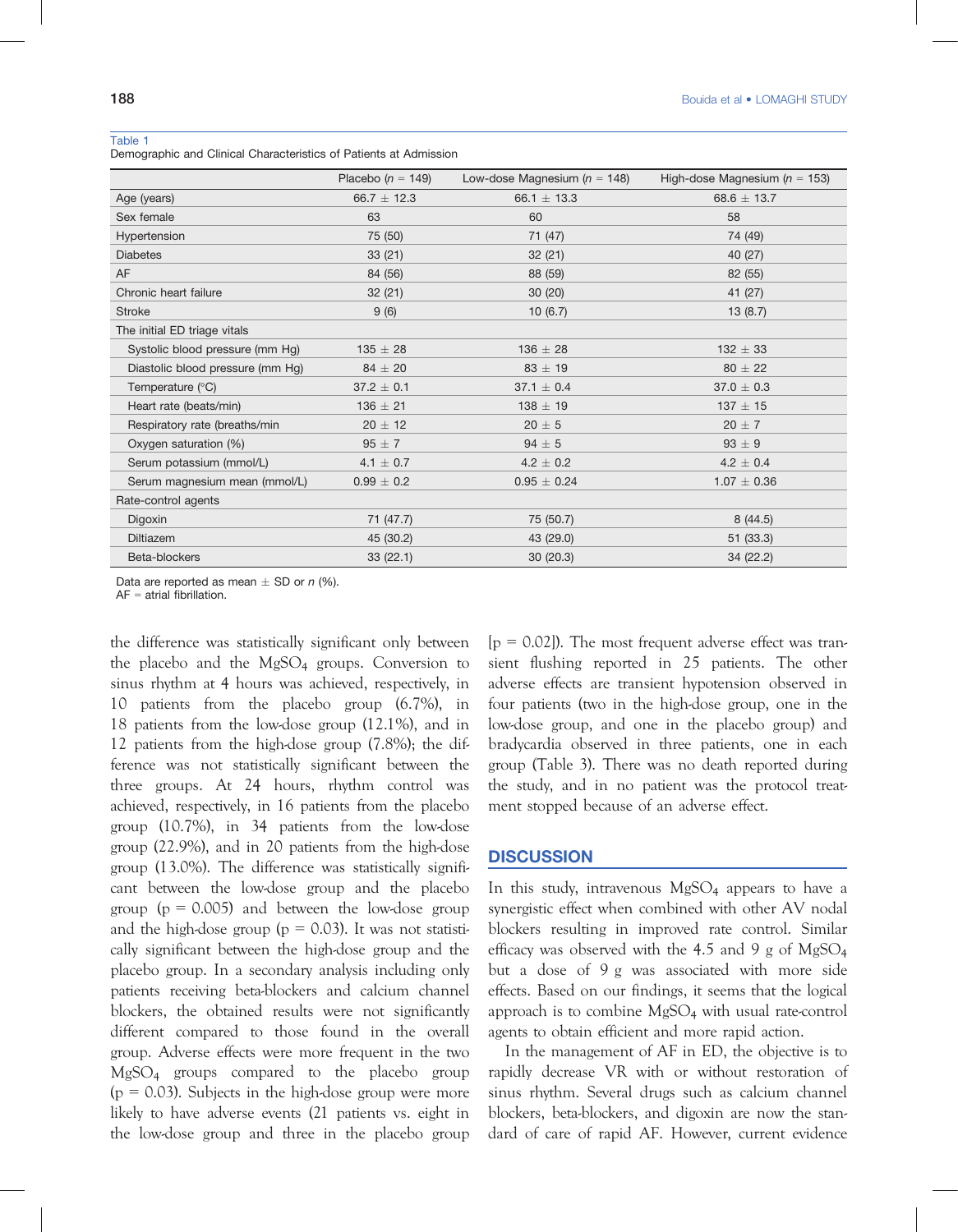Table 1
Demographic and Clinical Characteristics of Patients at Admission

| | Placebo ($n$ = 149) | Low-dose Magnesium ($n$ = 148) | High-dose Magnesium ($n$ = 153) |
|---|---|---|---|
| Age (years) | 66.7 ± 12.3 | 66.1 ± 13.3 | 68.6 ± 13.7 |
| Sex female | 63 | 60 | 58 |
| Hypertension | 75 (50) | 71 (47) | 74 (49) |
| Diabetes | 33 (21) | 32 (21) | 40 (27) |
| AF | 84 (56) | 88 (59) | 82 (55) |
| Chronic heart failure | 32 (21) | 30 (20) | 41 (27) |
| Stroke | 9 (6) | 10 (6.7) | 13 (8.7) |
| The initial ED triage vitals | | | |
| Systolic blood pressure (mm Hg) | 135 ± 28 | 136 ± 28 | 132 ± 33 |
| Diastolic blood pressure (mm Hg) | 84 ± 20 | 83 ± 19 | 80 ± 22 |
| Temperature (°C) | 37.2 ± 0.1 | 37.1 ± 0.4 | 37.0 ± 0.3 |
| Heart rate (beats/min) | 136 ± 21 | 138 ± 19 | 137 ± 15 |
| Respiratory rate (breaths/min | 20 ± 12 | 20 ± 5 | 20 ± 7 |
| Oxygen saturation (%) | 95 ± 7 | 94 ± 5 | 93 ± 9 |
| Serum potassium (mmol/L) | 4.1 ± 0.7 | 4.2 ± 0.2 | 4.2 ± 0.4 |
| Serum magnesium mean (mmol/L) | 0.99 ± 0.2 | 0.95 ± 0.24 | 1.07 ± 0.36 |
| Rate-control agents | | | |
| Digoxin | 71 (47.7) | 75 (50.7) | 8 (44.5) |
| Diltiazem | 45 (30.2) | 43 (29.0) | 51 (33.3) |
| Beta-blockers | 33 (22.1) | 30 (20.3) | 34 (22.2) |

Data are reported as mean ± SD or $n$ (%).
AF = atrial fibrillation.

the difference was statistically significant only between the placebo and the $MgSO_4$ groups. Conversion to sinus rhythm at 4 hours was achieved, respectively, in 10 patients from the placebo group (6.7%), in 18 patients from the low-dose group (12.1%), and in 12 patients from the high-dose group (7.8%); the difference was not statistically significant between the three groups. At 24 hours, rhythm control was achieved, respectively, in 16 patients from the placebo group (10.7%), in 34 patients from the low-dose group (22.9%), and in 20 patients from the high-dose group (13.0%). The difference was statistically significant between the low-dose group and the placebo group ($p = 0.005$) and between the low-dose group and the high-dose group ($p = 0.03$). It was not statistically significant between the high-dose group and the placebo group. In a secondary analysis including only patients receiving beta-blockers and calcium channel blockers, the obtained results were not significantly different compared to those found in the overall group. Adverse effects were more frequent in the two $MgSO_4$ groups compared to the placebo group ($p = 0.03$). Subjects in the high-dose group were more likely to have adverse events (21 patients vs. eight in the low-dose group and three in the placebo group [$p = 0.02$]). The most frequent adverse effect was transient flushing reported in 25 patients. The other adverse effects are transient hypotension observed in four patients (two in the high-dose group, one in the low-dose group, and one in the placebo group) and bradycardia observed in three patients, one in each group (Table 3). There was no death reported during the study, and in no patient was the protocol treatment stopped because of an adverse effect.

## DISCUSSION

In this study, intravenous $MgSO_4$ appears to have a synergistic effect when combined with other AV nodal blockers resulting in improved rate control. Similar efficacy was observed with the 4.5 and 9 g of $MgSO_4$ but a dose of 9 g was associated with more side effects. Based on our findings, it seems that the logical approach is to combine $MgSO_4$ with usual rate-control agents to obtain efficient and more rapid action.

In the management of AF in ED, the objective is to rapidly decrease VR with or without restoration of sinus rhythm. Several drugs such as calcium channel blockers, beta-blockers, and digoxin are now the standard of care of rapid AF. However, current evidence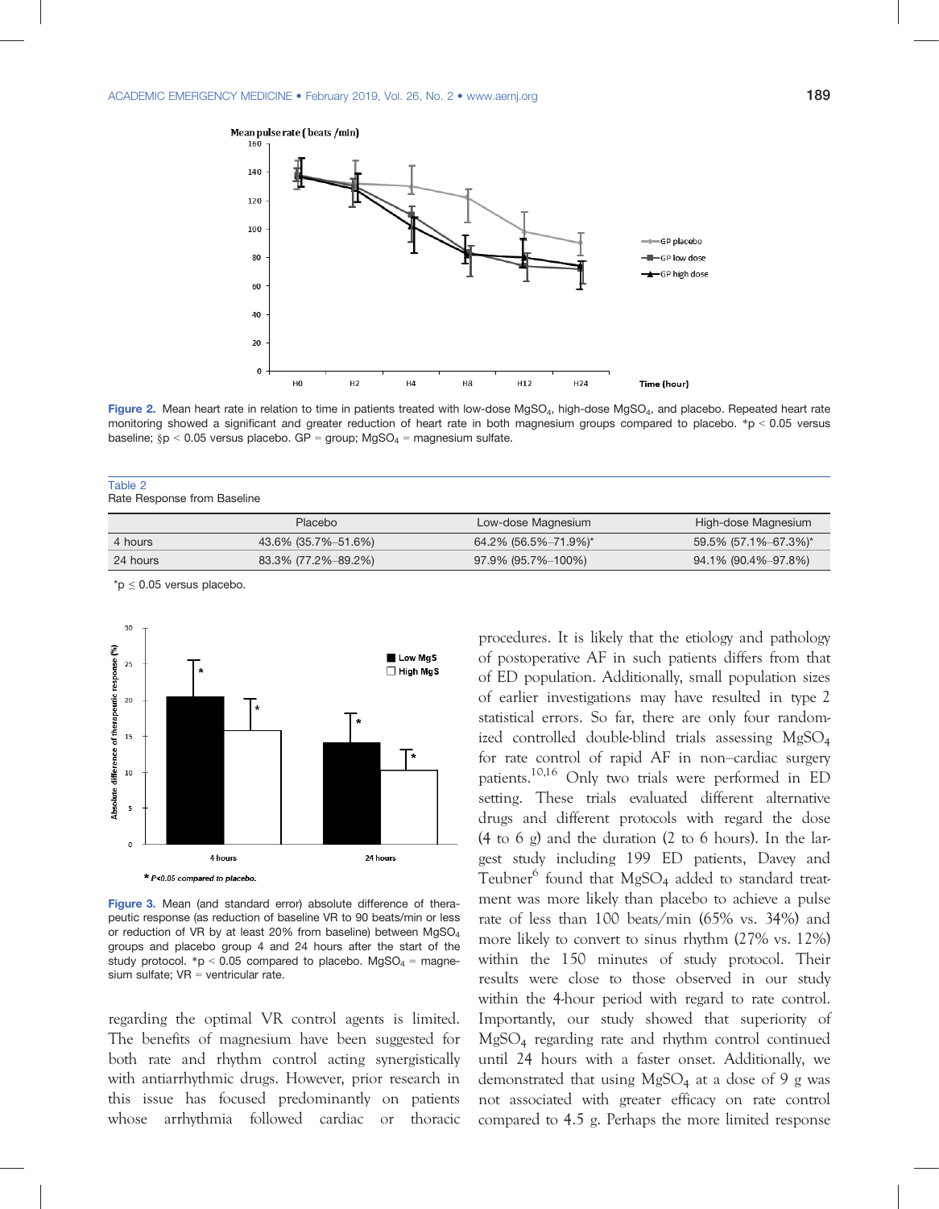Mean pulse rate (beats /min)

160
140
120
100
80
60
40
20
0

H0 H2 H4 H8 H12 H24

Time (hour)

GP placebo
GP low dose
GP high dose

**Figure 2.** Mean heart rate in relation to time in patients treated with low-dose $MgSO_4$, high-dose $MgSO_4$, and placebo. Repeated heart rate monitoring showed a significant and greater reduction of heart rate in both magnesium groups compared to placebo. *p < 0.05 versus baseline; §p < 0.05 versus placebo. GP = group; $MgSO_4$ = magnesium sulfate.

Table 2
Rate Response from Baseline

| | Placebo | Low-dose Magnesium | High-dose Magnesium |
|---|---|---|---|
| 4 hours | 43.6% (35.7%–51.6%) | 64.2% (56.5%–71.9%)* | 59.5% (57.1%–67.3%)* |
| 24 hours | 83.3% (77.2%–89.2%) | 97.9% (95.7%–100%) | 94.1% (90.4%–97.8%) |

*p ≤ 0.05 versus placebo.

Absolute difference of therapeutic response (%)

30
25
20
15
10
5
0

Low MgS
High MgS

4 hours
24 hours

* P<0.05 compared to placebo.

**Figure 3.** Mean (and standard error) absolute difference of therapeutic response (as reduction of baseline VR to 90 beats/min or less or reduction of VR by at least 20% from baseline) between $MgSO_4$ groups and placebo group 4 and 24 hours after the start of the study protocol. *p < 0.05 compared to placebo. $MgSO_4$ = magnesium sulfate; VR = ventricular rate.

regarding the optimal VR control agents is limited. The benefits of magnesium have been suggested for both rate and rhythm control acting synergistically with antiarrhythmic drugs. However, prior research in this issue has focused predominantly on patients whose arrhythmia followed cardiac or thoracic procedures. It is likely that the etiology and pathology of postoperative AF in such patients differs from that of ED population. Additionally, small population sizes of earlier investigations may have resulted in type 2 statistical errors. So far, there are only four randomized controlled double-blind trials assessing $MgSO_4$ for rate control of rapid AF in non–cardiac surgery patients.[10,16] Only two trials were performed in ED setting. These trials evaluated different alternative drugs and different protocols with regard the dose (4 to 6 g) and the duration (2 to 6 hours). In the largest study including 199 ED patients, Davey and Teubner[6] found that $MgSO_4$ added to standard treatment was more likely than placebo to achieve a pulse rate of less than 100 beats/min (65% vs. 34%) and more likely to convert to sinus rhythm (27% vs. 12%) within the 150 minutes of study protocol. Their results were close to those observed in our study within the 4-hour period with regard to rate control. Importantly, our study showed that superiority of $MgSO_4$ regarding rate and rhythm control continued until 24 hours with a faster onset. Additionally, we demonstrated that using $MgSO_4$ at a dose of 9 g was not associated with greater efficacy on rate control compared to 4.5 g. Perhaps the more limited response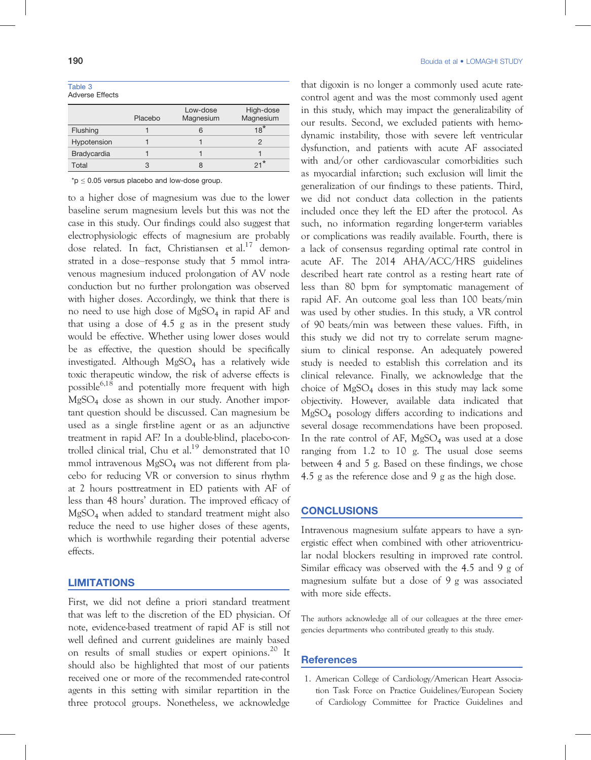Table 3
Adverse Effects

| | Placebo | Low-dose Magnesium | High-dose Magnesium |
|---|---|---|---|
| Flushing | 1 | 6 | 18* |
| Hypotension | 1 | 1 | 2 |
| Bradycardia | 1 | 1 | 1 |
| Total | 3 | 8 | 21* |

*$p \leq 0.05$ versus placebo and low-dose group.

to a higher dose of magnesium was due to the lower baseline serum magnesium levels but this was not the case in this study. Our findings could also suggest that electrophysiologic effects of magnesium are probably dose related. In fact, Christiansen et al.[17] demonstrated in a dose–response study that 5 mmol intravenous magnesium induced prolongation of AV node conduction but no further prolongation was observed with higher doses. Accordingly, we think that there is no need to use high dose of $MgSO_4$ in rapid AF and that using a dose of 4.5 g as in the present study would be effective. Whether using lower doses would be as effective, the question should be specifically investigated. Although $MgSO_4$ has a relatively wide toxic therapeutic window, the risk of adverse effects is possible[6,18] and potentially more frequent with high $MgSO_4$ dose as shown in our study. Another important question should be discussed. Can magnesium be used as a single first-line agent or as an adjunctive treatment in rapid AF? In a double-blind, placebo-controlled clinical trial, Chu et al.[19] demonstrated that 10 mmol intravenous $MgSO_4$ was not different from placebo for reducing VR or conversion to sinus rhythm at 2 hours posttreatment in ED patients with AF of less than 48 hours' duration. The improved efficacy of $MgSO_4$ when added to standard treatment might also reduce the need to use higher doses of these agents, which is worthwhile regarding their potential adverse effects.

## LIMITATIONS

First, we did not define a priori standard treatment that was left to the discretion of the ED physician. Of note, evidence-based treatment of rapid AF is still not well defined and current guidelines are mainly based on results of small studies or expert opinions.[20] It should also be highlighted that most of our patients received one or more of the recommended rate-control agents in this setting with similar repartition in the three protocol groups. Nonetheless, we acknowledge that digoxin is no longer a commonly used acute rate-control agent and was the most commonly used agent in this study, which may impact the generalizability of our results. Second, we excluded patients with hemodynamic instability, those with severe left ventricular dysfunction, and patients with acute AF associated with and/or other cardiovascular comorbidities such as myocardial infarction; such exclusion will limit the generalization of our findings to these patients. Third, we did not conduct data collection in the patients included once they left the ED after the protocol. As such, no information regarding longer-term variables or complications was readily available. Fourth, there is a lack of consensus regarding optimal rate control in acute AF. The 2014 AHA/ACC/HRS guidelines described heart rate control as a resting heart rate of less than 80 bpm for symptomatic management of rapid AF. An outcome goal less than 100 beats/min was used by other studies. In this study, a VR control of 90 beats/min was between these values. Fifth, in this study we did not try to correlate serum magnesium to clinical response. An adequately powered study is needed to establish this correlation and its clinical relevance. Finally, we acknowledge that the choice of $MgSO_4$ doses in this study may lack some objectivity. However, available data indicated that $MgSO_4$ posology differs according to indications and several dosage recommendations have been proposed. In the rate control of AF, $MgSO_4$ was used at a dose ranging from 1.2 to 10 g. The usual dose seems between 4 and 5 g. Based on these findings, we chose 4.5 g as the reference dose and 9 g as the high dose.

## CONCLUSIONS

Intravenous magnesium sulfate appears to have a synergistic effect when combined with other atrioventricular nodal blockers resulting in improved rate control. Similar efficacy was observed with the 4.5 and 9 g of magnesium sulfate but a dose of 9 g was associated with more side effects.

The authors acknowledge all of our colleagues at the three emergencies departments who contributed greatly to this study.

## References

1. American College of Cardiology/American Heart Association Task Force on Practice Guidelines/European Society of Cardiology Committee for Practice Guidelines and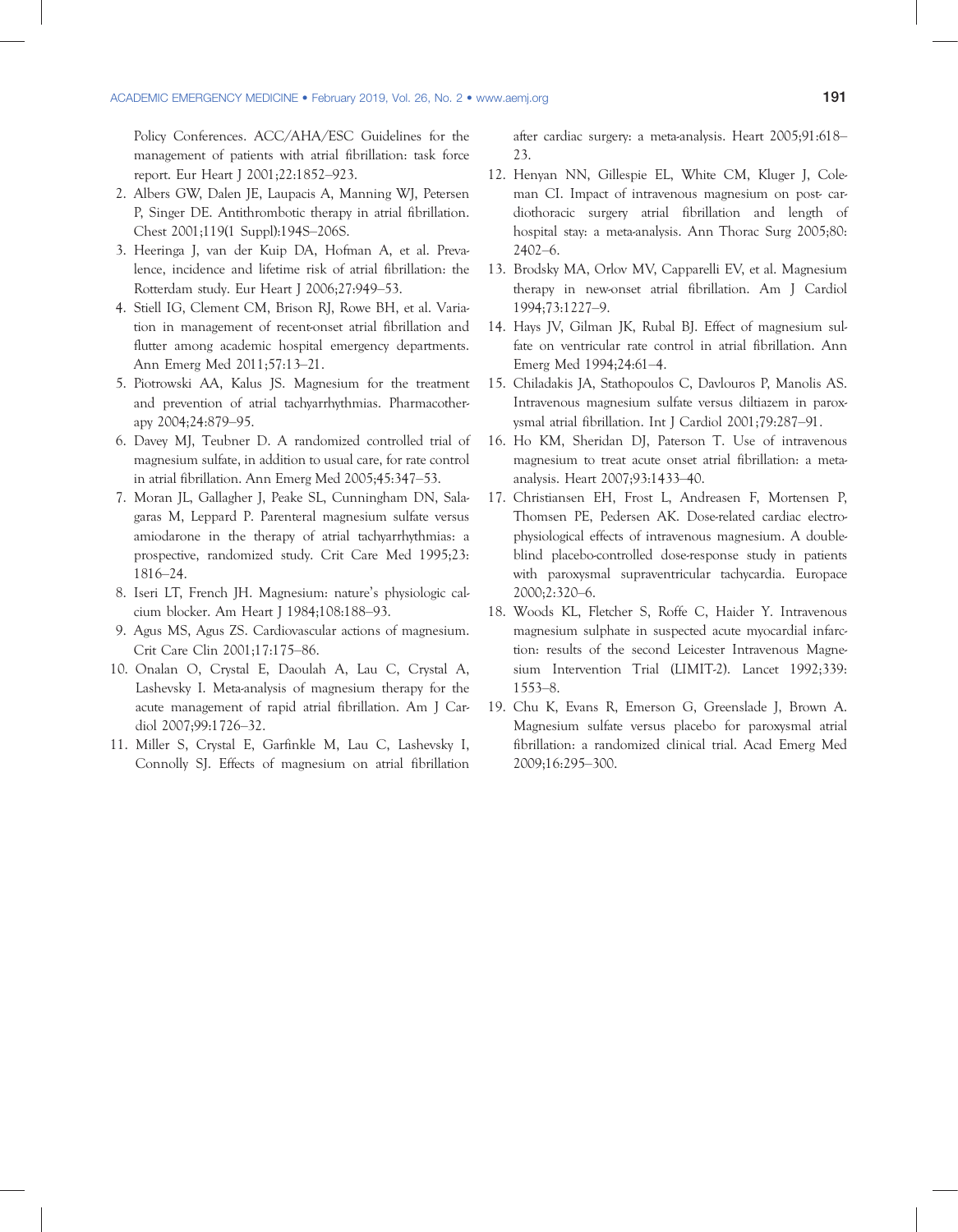Policy Conferences. ACC/AHA/ESC Guidelines for the management of patients with atrial fibrillation: task force report. Eur Heart J 2001;22:1852–923.

2. Albers GW, Dalen JE, Laupacis A, Manning WJ, Petersen P, Singer DE. Antithrombotic therapy in atrial fibrillation. Chest 2001;119(1 Suppl):194S–206S.
3. Heeringa J, van der Kuip DA, Hofman A, et al. Prevalence, incidence and lifetime risk of atrial fibrillation: the Rotterdam study. Eur Heart J 2006;27:949–53.
4. Stiell IG, Clement CM, Brison RJ, Rowe BH, et al. Variation in management of recent-onset atrial fibrillation and flutter among academic hospital emergency departments. Ann Emerg Med 2011;57:13–21.
5. Piotrowski AA, Kalus JS. Magnesium for the treatment and prevention of atrial tachyarrhythmias. Pharmacotherapy 2004;24:879–95.
6. Davey MJ, Teubner D. A randomized controlled trial of magnesium sulfate, in addition to usual care, for rate control in atrial fibrillation. Ann Emerg Med 2005;45:347–53.
7. Moran JL, Gallagher J, Peake SL, Cunningham DN, Salagaras M, Leppard P. Parenteral magnesium sulfate versus amiodarone in the therapy of atrial tachyarrhythmias: a prospective, randomized study. Crit Care Med 1995;23: 1816–24.
8. Iseri LT, French JH. Magnesium: nature's physiologic calcium blocker. Am Heart J 1984;108:188–93.
9. Agus MS, Agus ZS. Cardiovascular actions of magnesium. Crit Care Clin 2001;17:175–86.
10. Onalan O, Crystal E, Daoulah A, Lau C, Crystal A, Lashevsky I. Meta-analysis of magnesium therapy for the acute management of rapid atrial fibrillation. Am J Cardiol 2007;99:1726–32.
11. Miller S, Crystal E, Garfinkle M, Lau C, Lashevsky I, Connolly SJ. Effects of magnesium on atrial fibrillation after cardiac surgery: a meta-analysis. Heart 2005;91:618–23.
12. Henyan NN, Gillespie EL, White CM, Kluger J, Coleman CI. Impact of intravenous magnesium on post- cardiothoracic surgery atrial fibrillation and length of hospital stay: a meta-analysis. Ann Thorac Surg 2005;80: 2402–6.
13. Brodsky MA, Orlov MV, Capparelli EV, et al. Magnesium therapy in new-onset atrial fibrillation. Am J Cardiol 1994;73:1227–9.
14. Hays JV, Gilman JK, Rubal BJ. Effect of magnesium sulfate on ventricular rate control in atrial fibrillation. Ann Emerg Med 1994;24:61–4.
15. Chiladakis JA, Stathopoulos C, Davlouros P, Manolis AS. Intravenous magnesium sulfate versus diltiazem in paroxysmal atrial fibrillation. Int J Cardiol 2001;79:287–91.
16. Ho KM, Sheridan DJ, Paterson T. Use of intravenous magnesium to treat acute onset atrial fibrillation: a meta-analysis. Heart 2007;93:1433–40.
17. Christiansen EH, Frost L, Andreasen F, Mortensen P, Thomsen PE, Pedersen AK. Dose-related cardiac electrophysiological effects of intravenous magnesium. A double-blind placebo-controlled dose-response study in patients with paroxysmal supraventricular tachycardia. Europace 2000;2:320–6.
18. Woods KL, Fletcher S, Roffe C, Haider Y. Intravenous magnesium sulphate in suspected acute myocardial infarction: results of the second Leicester Intravenous Magnesium Intervention Trial (LIMIT-2). Lancet 1992;339: 1553–8.
19. Chu K, Evans R, Emerson G, Greenslade J, Brown A. Magnesium sulfate versus placebo for paroxysmal atrial fibrillation: a randomized clinical trial. Acad Emerg Med 2009;16:295–300.